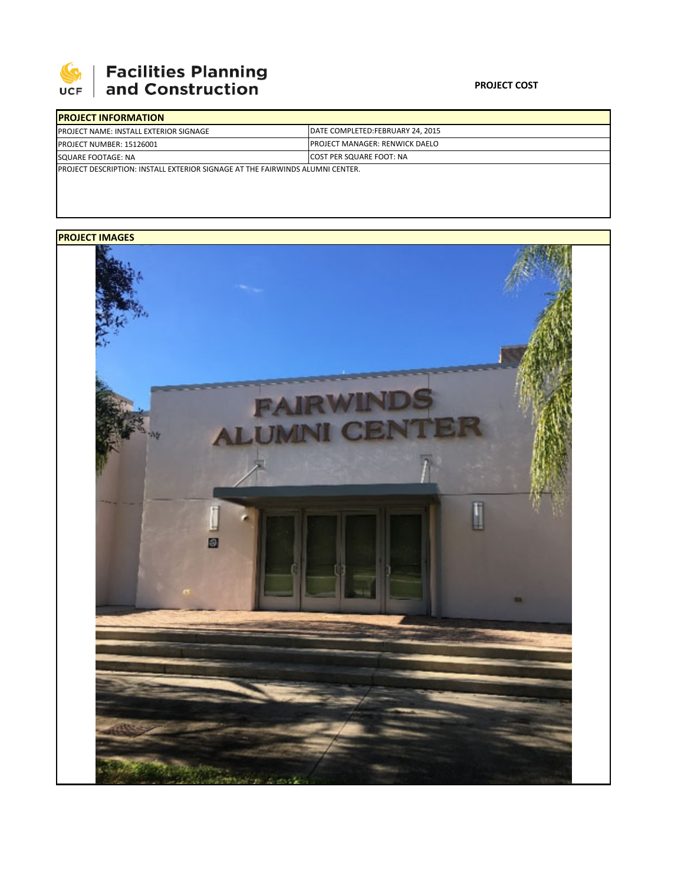**Facilities Planning and Construction**

**PROJECT COST**

| **PROJECT INFORMATION** | |
|---|---|
| PROJECT NAME: INSTALL EXTERIOR SIGNAGE | DATE COMPLETED:FEBRUARY 24, 2015 |
| PROJECT NUMBER: 15126001 | PROJECT MANAGER: RENWICK DAELO |
| SQUARE FOOTAGE: NA | COST PER SQUARE FOOT: NA |
| PROJECT DESCRIPTION: INSTALL EXTERIOR SIGNAGE AT THE FAIRWINDS ALUMNI CENTER. | |

**PROJECT IMAGES**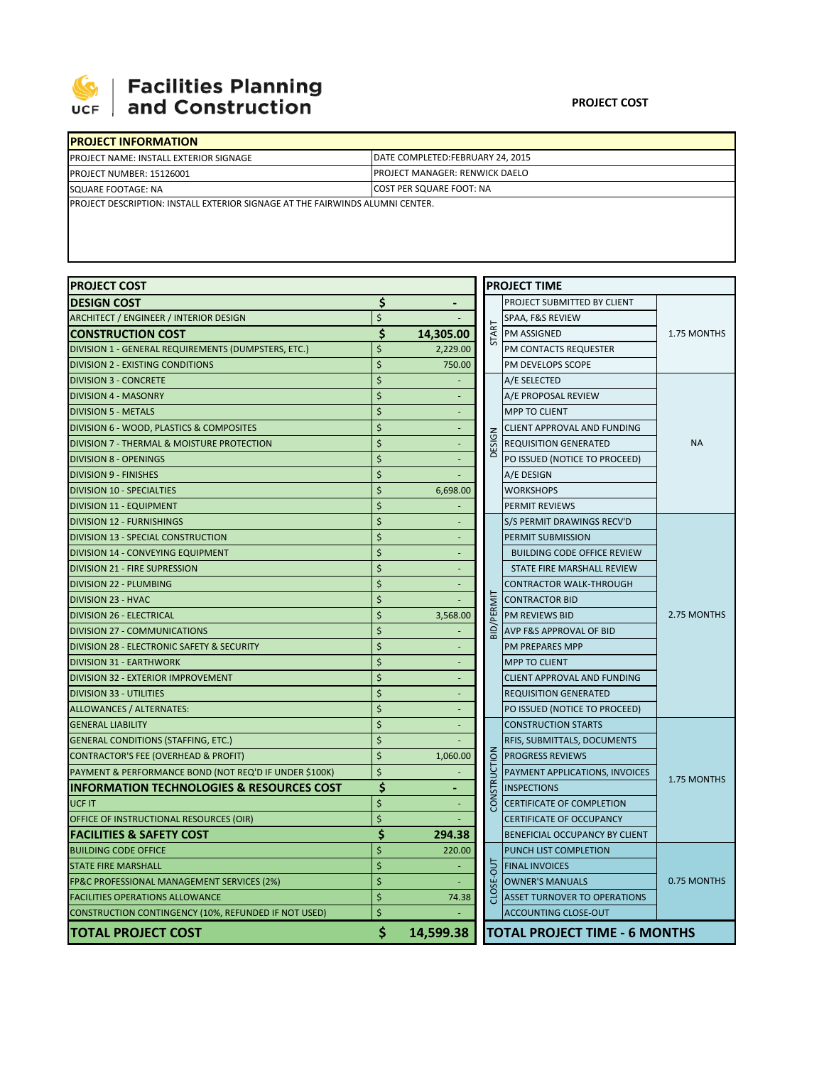Facilities Planning and Construction

UCF

**PROJECT COST**

| PROJECT INFORMATION | |
|---|---|
| PROJECT NAME: INSTALL EXTERIOR SIGNAGE | DATE COMPLETED:FEBRUARY 24, 2015 |
| PROJECT NUMBER: 15126001 | PROJECT MANAGER: RENWICK DAELO |
| SQUARE FOOTAGE: NA | COST PER SQUARE FOOT: NA |
| PROJECT DESCRIPTION: INSTALL EXTERIOR SIGNAGE AT THE FAIRWINDS ALUMNI CENTER. | |

| PROJECT COST | | |
|---|---|---|
| **DESIGN COST** | **$** | **-** |
| ARCHITECT / ENGINEER / INTERIOR DESIGN | $ | - |
| **CONSTRUCTION COST** | **$** | **14,305.00** |
| DIVISION 1 - GENERAL REQUIREMENTS (DUMPSTERS, ETC.) | $ | 2,229.00 |
| DIVISION 2 - EXISTING CONDITIONS | $ | 750.00 |
| DIVISION 3 - CONCRETE | $ | - |
| DIVISION 4 - MASONRY | $ | - |
| DIVISION 5 - METALS | $ | - |
| DIVISION 6 - WOOD, PLASTICS & COMPOSITES | $ | - |
| DIVISION 7 - THERMAL & MOISTURE PROTECTION | $ | - |
| DIVISION 8 - OPENINGS | $ | - |
| DIVISION 9 - FINISHES | $ | - |
| DIVISION 10 - SPECIALTIES | $ | 6,698.00 |
| DIVISION 11 - EQUIPMENT | $ | - |
| DIVISION 12 - FURNISHINGS | $ | - |
| DIVISION 13 - SPECIAL CONSTRUCTION | $ | - |
| DIVISION 14 - CONVEYING EQUIPMENT | $ | - |
| DIVISION 21 - FIRE SUPRESSION | $ | - |
| DIVISION 22 - PLUMBING | $ | - |
| DIVISION 23 - HVAC | $ | - |
| DIVISION 26 - ELECTRICAL | $ | 3,568.00 |
| DIVISION 27 - COMMUNICATIONS | $ | - |
| DIVISION 28 - ELECTRONIC SAFETY & SECURITY | $ | - |
| DIVISION 31 - EARTHWORK | $ | - |
| DIVISION 32 - EXTERIOR IMPROVEMENT | $ | - |
| DIVISION 33 - UTILITIES | $ | - |
| ALLOWANCES / ALTERNATES: | $ | - |
| GENERAL LIABILITY | $ | - |
| GENERAL CONDITIONS (STAFFING, ETC.) | $ | - |
| CONTRACTOR'S FEE (OVERHEAD & PROFIT) | $ | 1,060.00 |
| PAYMENT & PERFORMANCE BOND (NOT REQ'D IF UNDER $100K) | $ | - |
| **INFORMATION TECHNOLOGIES & RESOURCES COST** | **$** | **-** |
| UCF IT | $ | - |
| OFFICE OF INSTRUCTIONAL RESOURCES (OIR) | $ | - |
| **FACILITIES & SAFETY COST** | **$** | **294.38** |
| BUILDING CODE OFFICE | $ | 220.00 |
| STATE FIRE MARSHALL | $ | - |
| FP&C PROFESSIONAL MANAGEMENT SERVICES (2%) | $ | - |
| FACILITIES OPERATIONS ALLOWANCE | $ | 74.38 |
| CONSTRUCTION CONTINGENCY (10%, REFUNDED IF NOT USED) | $ | - |
| **TOTAL PROJECT COST** | **$** | **14,599.38** |

| PROJECT TIME | | |
|---|---|---|
| START | PROJECT SUBMITTED BY CLIENT | 1.75 MONTHS |
| | SPAA, F&S REVIEW | |
| | PM ASSIGNED | |
| | PM CONTACTS REQUESTER | |
| | PM DEVELOPS SCOPE | |
| DESIGN | A/E SELECTED | NA |
| | A/E PROPOSAL REVIEW | |
| | MPP TO CLIENT | |
| | CLIENT APPROVAL AND FUNDING | |
| | REQUISITION GENERATED | |
| | PO ISSUED (NOTICE TO PROCEED) | |
| | A/E DESIGN | |
| | WORKSHOPS | |
| | PERMIT REVIEWS | |
| BID/PERMIT | S/S PERMIT DRAWINGS RECV'D | 2.75 MONTHS |
| | PERMIT SUBMISSION | |
| | BUILDING CODE OFFICE REVIEW | |
| | STATE FIRE MARSHALL REVIEW | |
| | CONTRACTOR WALK-THROUGH | |
| | CONTRACTOR BID | |
| | PM REVIEWS BID | |
| | AVP F&S APPROVAL OF BID | |
| | PM PREPARES MPP | |
| | MPP TO CLIENT | |
| | CLIENT APPROVAL AND FUNDING | |
| | REQUISITION GENERATED | |
| | PO ISSUED (NOTICE TO PROCEED) | |
| CONSTRUCTION | CONSTRUCTION STARTS | 1.75 MONTHS |
| | RFIS, SUBMITTALS, DOCUMENTS | |
| | PROGRESS REVIEWS | |
| | PAYMENT APPLICATIONS, INVOICES | |
| | INSPECTIONS | |
| | CERTIFICATE OF COMPLETION | |
| | CERTIFICATE OF OCCUPANCY | |
| | BENEFICIAL OCCUPANCY BY CLIENT | |
| CLOSE-OUT | PUNCH LIST COMPLETION | 0.75 MONTHS |
| | FINAL INVOICES | |
| | OWNER'S MANUALS | |
| | ASSET TURNOVER TO OPERATIONS | |
| | ACCOUNTING CLOSE-OUT | |
| **TOTAL PROJECT TIME - 6 MONTHS** | | |